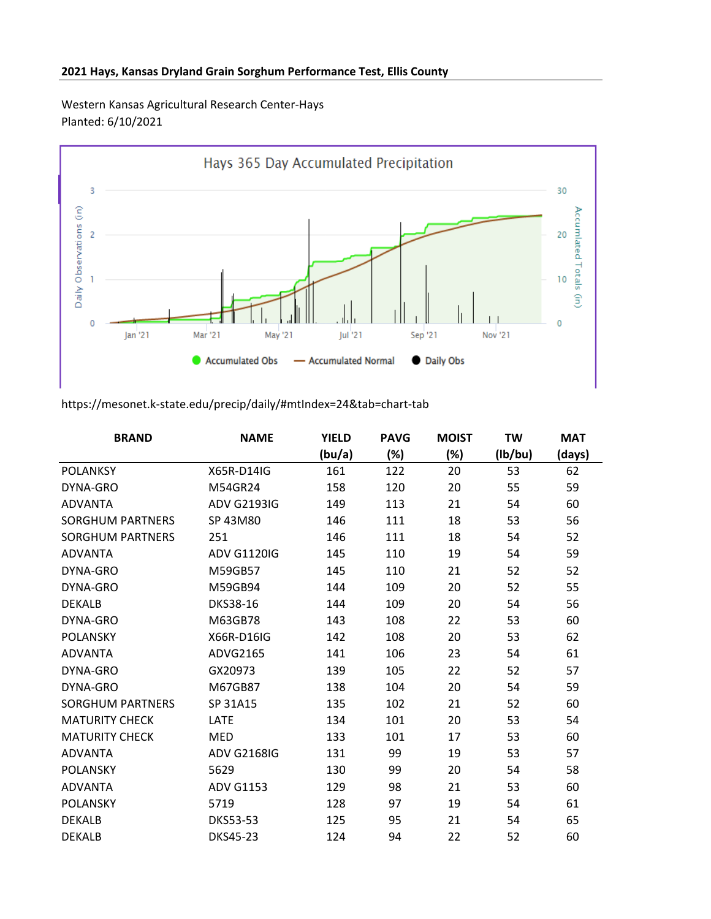**2021 Hays, Kansas Dryland Grain Sorghum Performance Test, Ellis County**

Western Kansas Agricultural Research Center-Hays
Planted: 6/10/2021

https://mesonet.k-state.edu/precip/daily/#mtIndex=24&tab=chart-tab

| BRAND | NAME | YIELD (bu/a) | PAVG (%) | MOIST (%) | TW (lb/bu) | MAT (days) |
|---|---|---|---|---|---|---|
| POLANKSY | X65R-D14IG | 161 | 122 | 20 | 53 | 62 |
| DYNA-GRO | M54GR24 | 158 | 120 | 20 | 55 | 59 |
| ADVANTA | ADV G2193IG | 149 | 113 | 21 | 54 | 60 |
| SORGHUM PARTNERS | SP 43M80 | 146 | 111 | 18 | 53 | 56 |
| SORGHUM PARTNERS | 251 | 146 | 111 | 18 | 54 | 52 |
| ADVANTA | ADV G1120IG | 145 | 110 | 19 | 54 | 59 |
| DYNA-GRO | M59GB57 | 145 | 110 | 21 | 52 | 52 |
| DYNA-GRO | M59GB94 | 144 | 109 | 20 | 52 | 55 |
| DEKALB | DKS38-16 | 144 | 109 | 20 | 54 | 56 |
| DYNA-GRO | M63GB78 | 143 | 108 | 22 | 53 | 60 |
| POLANSKY | X66R-D16IG | 142 | 108 | 20 | 53 | 62 |
| ADVANTA | ADVG2165 | 141 | 106 | 23 | 54 | 61 |
| DYNA-GRO | GX20973 | 139 | 105 | 22 | 52 | 57 |
| DYNA-GRO | M67GB87 | 138 | 104 | 20 | 54 | 59 |
| SORGHUM PARTNERS | SP 31A15 | 135 | 102 | 21 | 52 | 60 |
| MATURITY CHECK | LATE | 134 | 101 | 20 | 53 | 54 |
| MATURITY CHECK | MED | 133 | 101 | 17 | 53 | 60 |
| ADVANTA | ADV G2168IG | 131 | 99 | 19 | 53 | 57 |
| POLANSKY | 5629 | 130 | 99 | 20 | 54 | 58 |
| ADVANTA | ADV G1153 | 129 | 98 | 21 | 53 | 60 |
| POLANSKY | 5719 | 128 | 97 | 19 | 54 | 61 |
| DEKALB | DKS53-53 | 125 | 95 | 21 | 54 | 65 |
| DEKALB | DKS45-23 | 124 | 94 | 22 | 52 | 60 |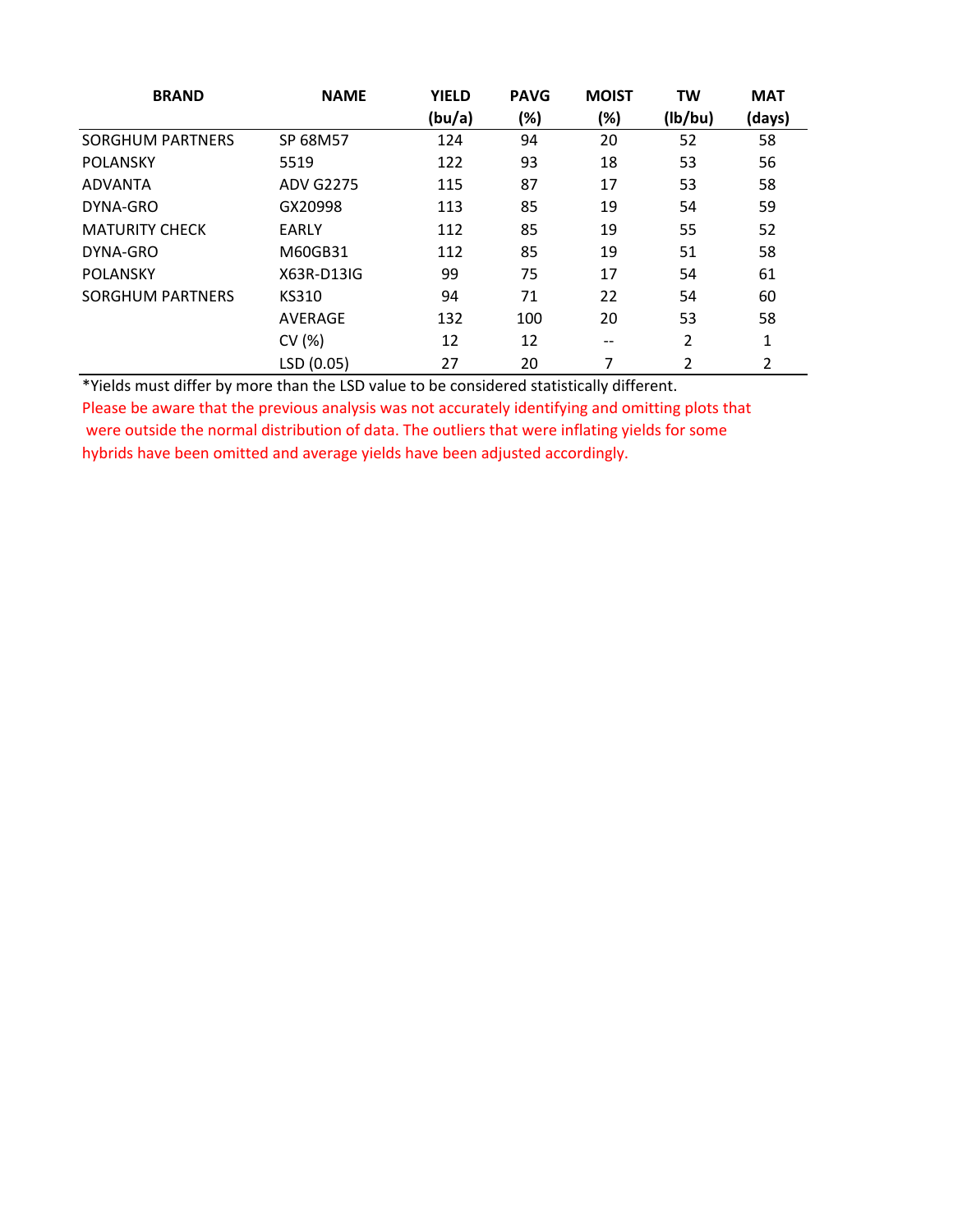| BRAND | NAME | YIELD (bu/a) | PAVG (%) | MOIST (%) | TW (lb/bu) | MAT (days) |
|---|---|---|---|---|---|---|
| SORGHUM PARTNERS | SP 68M57 | 124 | 94 | 20 | 52 | 58 |
| POLANSKY | 5519 | 122 | 93 | 18 | 53 | 56 |
| ADVANTA | ADV G2275 | 115 | 87 | 17 | 53 | 58 |
| DYNA-GRO | GX20998 | 113 | 85 | 19 | 54 | 59 |
| MATURITY CHECK | EARLY | 112 | 85 | 19 | 55 | 52 |
| DYNA-GRO | M60GB31 | 112 | 85 | 19 | 51 | 58 |
| POLANSKY | X63R-D13IG | 99 | 75 | 17 | 54 | 61 |
| SORGHUM PARTNERS | KS310 | 94 | 71 | 22 | 54 | 60 |
| | AVERAGE | 132 | 100 | 20 | 53 | 58 |
| | CV (%) | 12 | 12 | -- | 2 | 1 |
| | LSD (0.05) | 27 | 20 | 7 | 2 | 2 |

*Yields must differ by more than the LSD value to be considered statistically different.

Please be aware that the previous analysis was not accurately identifying and omitting plots that were outside the normal distribution of data. The outliers that were inflating yields for some hybrids have been omitted and average yields have been adjusted accordingly.